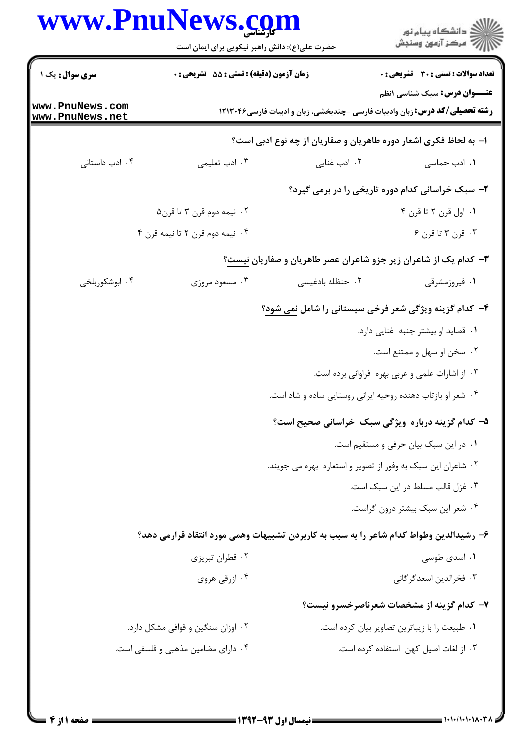**سری سوال:** یک ۱

**زمان آزمون (دقیقه) : تستی : ۵۵ تشریحی : ۰**

**تعداد سوالات : تستی : ۳۰ تشریحی : ۰**

**عنـــوان درس:** سبک شناسی ۱نظم

**رشته تحصیلی/کد درس:** زبان وادبیات فارسی -چندبخشی، زبان و ادبیات فارسی۱۲۱۳۰۴۶

**۱- به لحاظ فکری اشعار دوره طاهریان و صفاریان از چه نوع ادبی است؟**

۱. ادب حماسی
۲. ادب غنایی
۳. ادب تعلیمی
۴. ادب داستانی

**۲- سبک خراسانی کدام دوره تاریخی را در برمی گیرد؟**

۱. اول قرن ۲ تا قرن ۴
۲. نیمه دوم قرن ۳ تا قرن۵
۳. قرن ۳ تا قرن ۶
۴. نیمه دوم قرن ۲ تا نیمه قرن ۴

**۳- کدام یک از شاعران زیر جزو شاعران عصر طاهریان و صفاریان نیست؟**

۱. فیروزمشرقی
۲. حنظله بادغیسی
۳. مسعود مروزی
۴. ابوشکوربلخی

**۴- کدام گزینه ویژگی شعر فرخی سیستانی را شامل نمی شود؟**

۱. قصاید او بیشتر جنبه غنایی دارد.
۲. سخن او سهل و ممتنع است.
۳. از اشارات علمی و عربی بهره فراوانی برده است.
۴. شعر او بازتاب دهنده روحیه ایرانی روستایی ساده و شاد است.

**۵- کدام گزینه درباره ویژگی سبک خراسانی صحیح است؟**

۱. در این سبک بیان حرفی و مستقیم است.
۲. شاعران این سبک به وفور از تصویر و استعاره بهره می جویند.
۳. غزل قالب مسلط در این سبک است.
۴. شعر این سبک بیشتر درون گراست.

**۶- رشیدالدین وطواط کدام شاعر را به سبب به کاربردن تشبیهات وهمی مورد انتقاد قرارمی دهد؟**

۱. اسدی طوسی
۲. قطران تبریزی
۳. فخرالدین اسعدگرگانی
۴. ازرقی هروی

**۷- کدام گزینه از مشخصات شعرناصرخسرو نیست؟**

۱. طبیعت را با زیباترین تصاویر بیان کرده است.
۲. اوزان سنگین و قوافی مشکل دارد.
۳. از لغات اصیل کهن استفاده کرده است.
۴. دارای مضامین مذهبی و فلسفی است.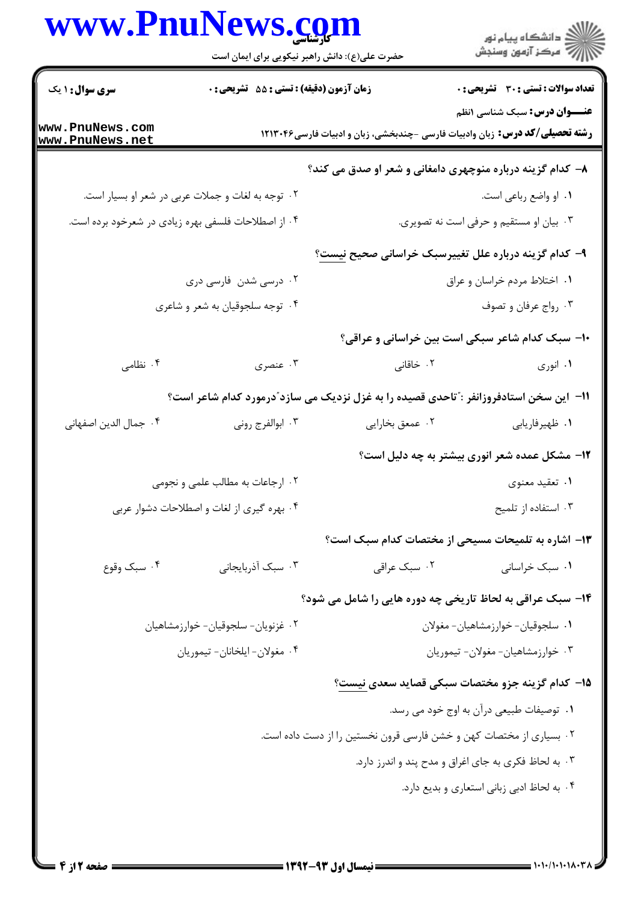**تعداد سوالات : تستی : ۳۰ تشریحی : ۰** | **زمان آزمون (دقیقه) : تستی : ۵۵ تشریحی : ۰** | **سری سوال : ۱ یک**

**عنـــوان درس:** سبک شناسی ۱نظم

**رشته تحصیلی/کد درس:** زبان وادبیات فارسی -چندبخشی، زبان و ادبیات فارسی۱۲۱۳۰۴۶

۸- کدام گزینه درباره منوچهری دامغانی و شعر او صدق می کند؟

۱. او واضع رباعی است.

۲. توجه به لغات و جملات عربی در شعر او بسیار است.

۳. بیان او مستقیم و حرفی است نه تصویری.

۴. از اصطلاحات فلسفی بهره زیادی در شعرخود برده است.

۹- کدام گزینه درباره علل تغییرسبک خراسانی صحیح نیست؟

۱. اختلاط مردم خراسان و عراق

۲. درسی شدن فارسی دری

۳. رواج عرفان و تصوف

۴. توجه سلجوقیان به شعر و شاعری

۱۰- سبک کدام شاعر سبکی است بین خراسانی و عراقی؟

۱. انوری

۲. خاقانی

۳. عنصری

۴. نظامی

۱۱- این سخن استادفروزانفر :"تاحدی قصیده را به غزل نزدیک می سازد"درمورد کدام شاعر است؟

۱. ظهیرفاریابی

۲. عمعق بخارایی

۳. ابوالفرج رونی

۴. جمال الدین اصفهانی

۱۲- مشکل عمده شعر انوری بیشتر به چه دلیل است؟

۱. تعقید معنوی

۲. ارجاعات به مطالب علمی و نجومی

۳. استفاده از تلمیح

۴. بهره گیری از لغات و اصطلاحات دشوار عربی

۱۳- اشاره به تلمیحات مسیحی از مختصات کدام سبک است؟

۱. سبک خراسانی

۲. سبک عراقی

۳. سبک آذربایجانی

۴. سبک وقوع

۱۴- سبک عراقی به لحاظ تاریخی چه دوره هایی را شامل می شود؟

۱. سلجوقیان- خوارزمشاهیان- مغولان

۲. غزنویان- سلجوقیان- خوارزمشاهیان

۳. خوارزمشاهیان- مغولان- تیموریان

۴. مغولان- ایلخانان- تیموریان

۱۵- کدام گزینه جزو مختصات سبکی قصاید سعدی نیست؟

۱. توصیفات طبیعی درآن به اوج خود می رسد.

۲. بسیاری از مختصات کهن و خشن فارسی قرون نخستین را از دست داده است.

۳. به لحاظ فکری به جای اغراق و مدح پند و اندرز دارد.

۴. به لحاظ ادبی زبانی استعاری و بدیع دارد.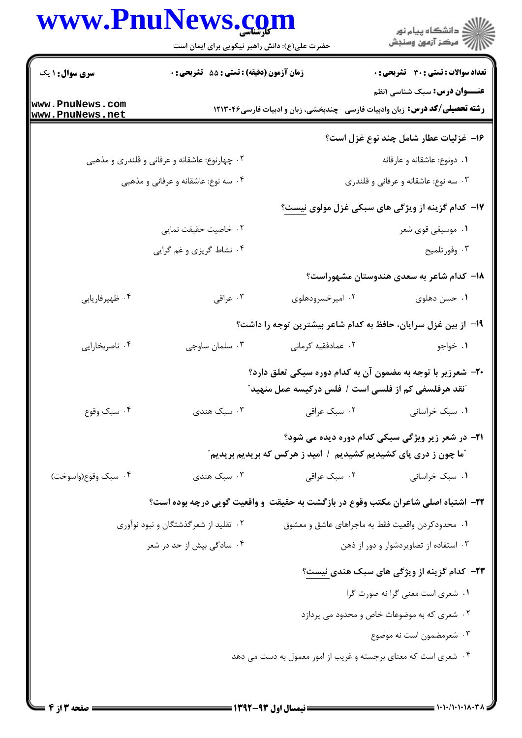**تعداد سوالات : تستی : ۳۰  تشریحی : ۰** | **زمان آزمون (دقیقه) : تستی : ۵۵  تشریحی : ۰** | **سری سوال : ۱ یک**

**عنـــوان درس:** سبک شناسی ۱نظم

**رشته تحصیلی/کد درس:** زبان وادبیات فارسی -چندبخشی، زبان و ادبیات فارسی۱۲۱۳۰۴۶

**۱۶- غزلیات عطار شامل چند نوع غزل است؟**

۱. دونوع: عاشقانه و عارفانه

۲. چهارنوع: عاشقانه و عرفانی و قلندری و مذهبی

۳. سه نوع: عاشقانه و عرفانی و قلندری

۴. سه نوع: عاشقانه و عرفانی و مذهبی

**۱۷- کدام گزینه از ویژگی های سبکی غزل مولوی نیست؟**

۱. موسیقی قوی شعر

۲. خاصیت حقیقت نمایی

۳. وفورتلمیح

۴. نشاط گریزی و غم گرایی

**۱۸- کدام شاعر به سعدی هندوستان مشهوراست؟**

۱. حسن دهلوی

۲. امیرخسرودهلوی

۳. عراقی

۴. ظهیرفاریابی

**۱۹- از بین غزل سرایان، حافظ به کدام شاعر بیشترین توجه را داشت؟**

۱. خواجو

۲. عمادفقیه کرمانی

۳. سلمان ساوجی

۴. ناصربخارایی

**۲۰- شعرزیر با توجه به مضمون آن به کدام دوره سبکی تعلق دارد؟**

"نقد هرفلسفی کم از فلسی است / فلس درکیسه عمل منهید"

۱. سبک خراسانی

۲. سبک عراقی

۳. سبک هندی

۴. سبک وقوع

**۲۱- در شعر زیر ویژگی سبکی کدام دوره دیده می شود؟**

"ما چون ز دری پای کشیدیم کشیدیم / امید ز هرکس که بریدیم بریدیم"

۱. سبک خراسانی

۲. سبک عراقی

۳. سبک هندی

۴. سبک وقوع(واسوخت)

**۲۲- اشتباه اصلی شاعران مکتب وقوع در بازگشت به حقیقت و واقعیت گویی درچه بوده است؟**

۱. محدودکردن واقعیت فقط به ماجراهای عاشق و معشوق

۲. تقلید از شعرگذشتگان و نبود نوآوری

۳. استفاده از تصاویردشوار و دور از ذهن

۴. سادگی بیش از حد در شعر

**۲۳- کدام گزینه از ویژگی های سبک هندی نیست؟**

۱. شعری است معنی گرا نه صورت گرا

۲. شعری که به موضوعات خاص و محدود می پردازد

۳. شعرمضمون است نه موضوع

۴. شعری است که معنای برجسته و غریب از امور معمول به دست می دهد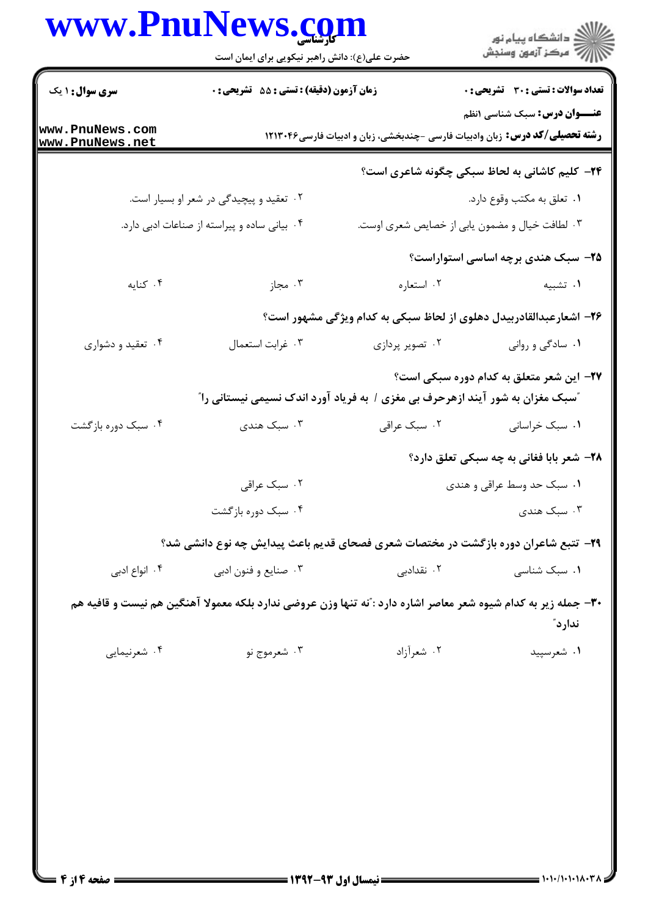۲۴- کلیم کاشانی به لحاظ سبکی چگونه شاعری است؟

۱. تعلق به مکتب وقوع دارد.

۲. تعقید و پیچیدگی در شعر او بسیار است.

۳. لطافت خیال و مضمون یابی از خصایص شعری اوست.

۴. بیانی ساده و پیراسته از صناعات ادبی دارد.

۲۵- سبک هندی برچه اساسی استواراست؟

۱. تشبیه

۲. استعاره

۳. مجاز

۴. کنایه

۲۶- اشعارعبدالقادربیدل دهلوی از لحاظ سبکی به کدام ویژگی مشهور است؟

۱. سادگی و روانی

۲. تصویر پردازی

۳. غرابت استعمال

۴. تعقید و دشواری

۲۷- این شعر متعلق به کدام دوره سبکی است؟

"سبک مغزان به شور آیند ازهرحرف بی مغزی / به فریاد آورد اندک نسیمی نیستانی را"

۱. سبک خراسانی

۲. سبک عراقی

۳. سبک هندی

۴. سبک دوره بازگشت

۲۸- شعر بابا فغانی به چه سبکی تعلق دارد؟

۱. سبک حد وسط عراقی و هندی

۲. سبک عراقی

۳. سبک هندی

۴. سبک دوره بازگشت

۲۹- تتبع شاعران دوره بازگشت در مختصات شعری فصحای قدیم باعث پیدایش چه نوع دانشی شد؟

۱. سبک شناسی

۲. نقدادبی

۳. صنایع و فنون ادبی

۴. انواع ادبی

۳۰- جمله زیر به کدام شیوه شعر معاصر اشاره دارد :"نه تنها وزن عروضی ندارد بلکه معمولا آهنگین هم نیست و قافیه هم ندارد"

۱. شعرسپید

۲. شعرآزاد

۳. شعرموج نو

۴. شعرنیمایی